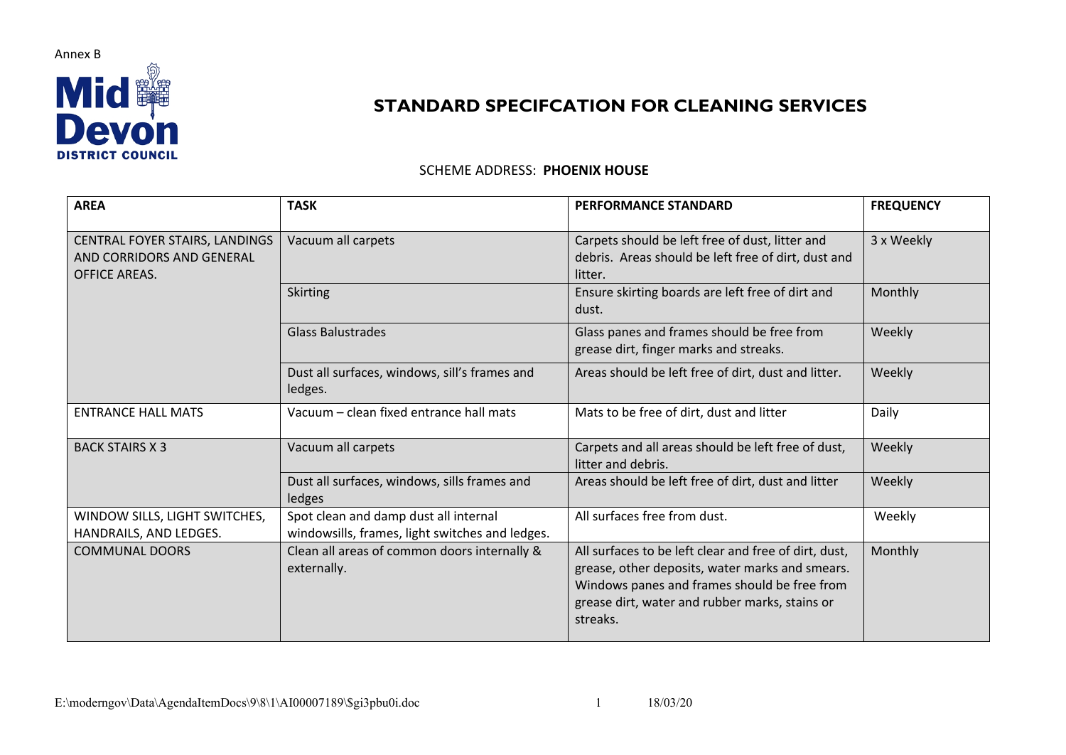Annex B

Mid Devon DISTRICT COUNCIL

# STANDARD SPECIFCATION FOR CLEANING SERVICES

SCHEME ADDRESS: **PHOENIX HOUSE**

| AREA | TASK | PERFORMANCE STANDARD | FREQUENCY |
|---|---|---|---|
| CENTRAL FOYER STAIRS, LANDINGS AND CORRIDORS AND GENERAL OFFICE AREAS. | Vacuum all carpets | Carpets should be left free of dust, litter and debris. Areas should be left free of dirt, dust and litter. | 3 x Weekly |
| | Skirting | Ensure skirting boards are left free of dirt and dust. | Monthly |
| | Glass Balustrades | Glass panes and frames should be free from grease dirt, finger marks and streaks. | Weekly |
| | Dust all surfaces, windows, sill's frames and ledges. | Areas should be left free of dirt, dust and litter. | Weekly |
| ENTRANCE HALL MATS | Vacuum – clean fixed entrance hall mats | Mats to be free of dirt, dust and litter | Daily |
| BACK STAIRS X 3 | Vacuum all carpets | Carpets and all areas should be left free of dust, litter and debris. | Weekly |
| | Dust all surfaces, windows, sills frames and ledges | Areas should be left free of dirt, dust and litter | Weekly |
| WINDOW SILLS, LIGHT SWITCHES, HANDRAILS, AND LEDGES. | Spot clean and damp dust all internal windowsills, frames, light switches and ledges. | All surfaces free from dust. | Weekly |
| COMMUNAL DOORS | Clean all areas of common doors internally & externally. | All surfaces to be left clear and free of dirt, dust, grease, other deposits, water marks and smears. Windows panes and frames should be free from grease dirt, water and rubber marks, stains or streaks. | Monthly |

E:\moderngov\Data\AgendaItemDocs\9\8\1\AI00007189\$gi3pbu0i.doc 18/03/20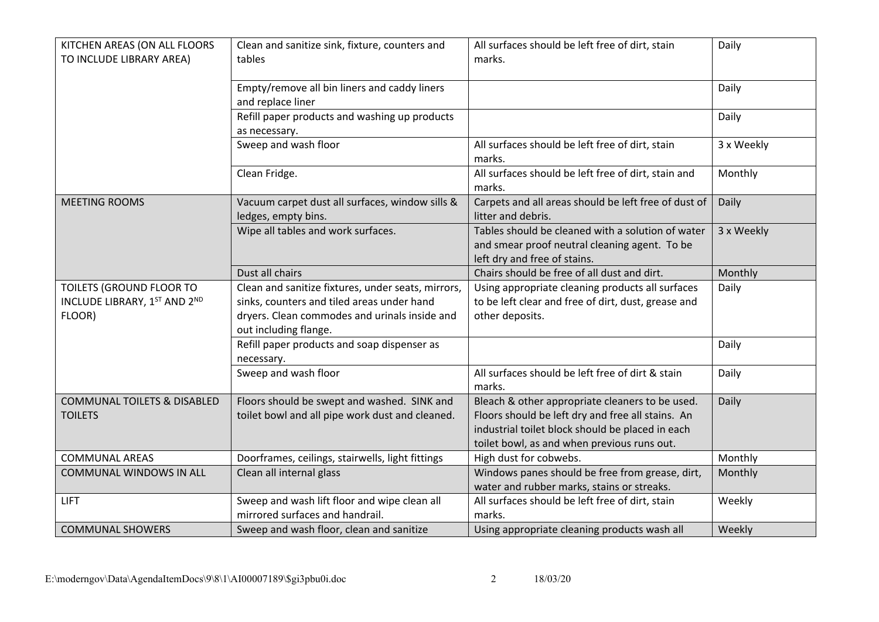| KITCHEN AREAS (ON ALL FLOORS TO INCLUDE LIBRARY AREA) | Clean and sanitize sink, fixture, counters and tables | All surfaces should be left free of dirt, stain marks. | Daily |
|---|---|---|---|
| | Empty/remove all bin liners and caddy liners and replace liner | | Daily |
| | Refill paper products and washing up products as necessary. | | Daily |
| | Sweep and wash floor | All surfaces should be left free of dirt, stain marks. | 3 x Weekly |
| | Clean Fridge. | All surfaces should be left free of dirt, stain and marks. | Monthly |
| MEETING ROOMS | Vacuum carpet dust all surfaces, window sills & ledges, empty bins. | Carpets and all areas should be left free of dust of litter and debris. | Daily |
| | Wipe all tables and work surfaces. | Tables should be cleaned with a solution of water and smear proof neutral cleaning agent. To be left dry and free of stains. | 3 x Weekly |
| | Dust all chairs | Chairs should be free of all dust and dirt. | Monthly |
| TOILETS (GROUND FLOOR TO INCLUDE LIBRARY, 1ST AND 2ND FLOOR) | Clean and sanitize fixtures, under seats, mirrors, sinks, counters and tiled areas under hand dryers. Clean commodes and urinals inside and out including flange. | Using appropriate cleaning products all surfaces to be left clear and free of dirt, dust, grease and other deposits. | Daily |
| | Refill paper products and soap dispenser as necessary. | | Daily |
| | Sweep and wash floor | All surfaces should be left free of dirt & stain marks. | Daily |
| COMMUNAL TOILETS & DISABLED TOILETS | Floors should be swept and washed. SINK and toilet bowl and all pipe work dust and cleaned. | Bleach & other appropriate cleaners to be used. Floors should be left dry and free all stains. An industrial toilet block should be placed in each toilet bowl, as and when previous runs out. | Daily |
| COMMUNAL AREAS | Doorframes, ceilings, stairwells, light fittings | High dust for cobwebs. | Monthly |
| COMMUNAL WINDOWS IN ALL | Clean all internal glass | Windows panes should be free from grease, dirt, water and rubber marks, stains or streaks. | Monthly |
| LIFT | Sweep and wash lift floor and wipe clean all mirrored surfaces and handrail. | All surfaces should be left free of dirt, stain marks. | Weekly |
| COMMUNAL SHOWERS | Sweep and wash floor, clean and sanitize | Using appropriate cleaning products wash all | Weekly |

E:\moderngov\Data\AgendaItemDocs\9\8\1\AI00007189\$gi3pbu0i.doc 18/03/20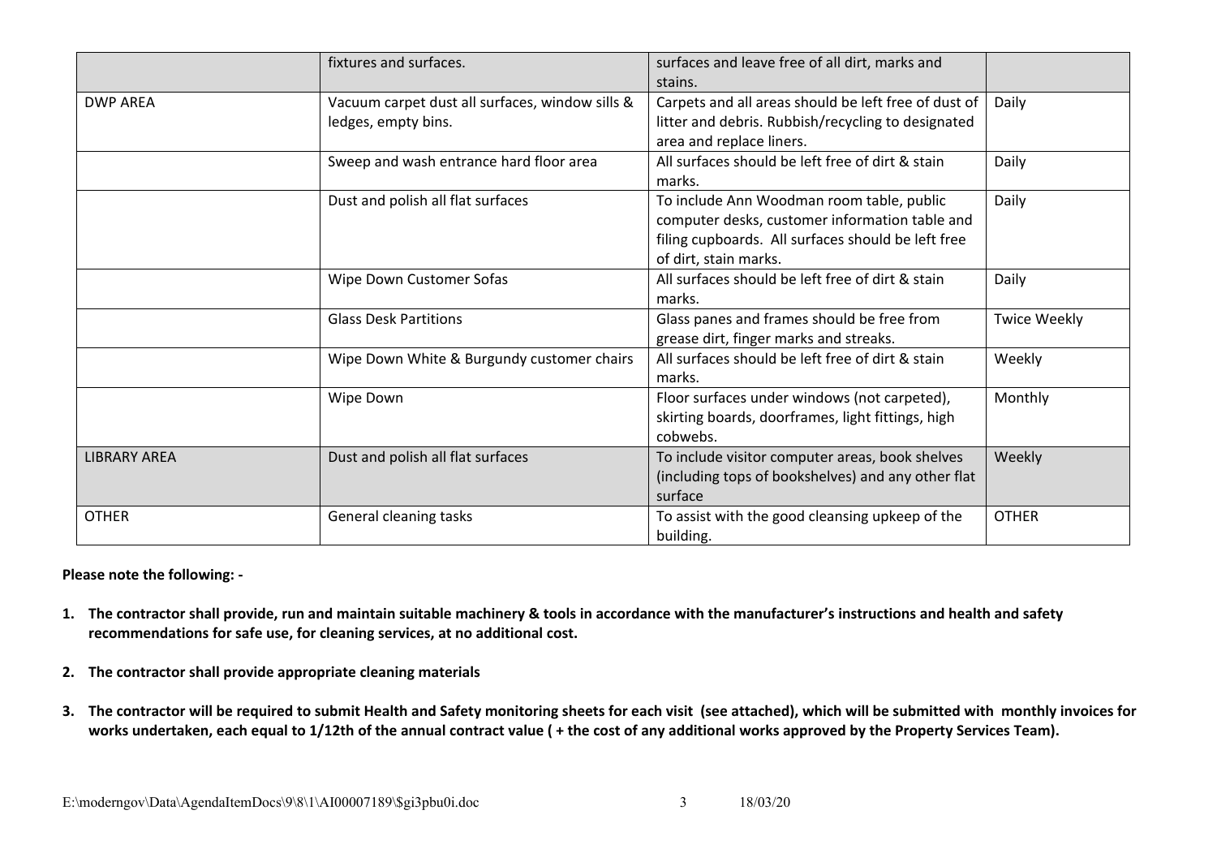| | | | |
|---|---|---|---|
| | fixtures and surfaces. | surfaces and leave free of all dirt, marks and stains. | |
| DWP AREA | Vacuum carpet dust all surfaces, window sills & ledges, empty bins. | Carpets and all areas should be left free of dust of litter and debris. Rubbish/recycling to designated area and replace liners. | Daily |
| | Sweep and wash entrance hard floor area | All surfaces should be left free of dirt & stain marks. | Daily |
| | Dust and polish all flat surfaces | To include Ann Woodman room table, public computer desks, customer information table and filing cupboards. All surfaces should be left free of dirt, stain marks. | Daily |
| | Wipe Down Customer Sofas | All surfaces should be left free of dirt & stain marks. | Daily |
| | Glass Desk Partitions | Glass panes and frames should be free from grease dirt, finger marks and streaks. | Twice Weekly |
| | Wipe Down White & Burgundy customer chairs | All surfaces should be left free of dirt & stain marks. | Weekly |
| | Wipe Down | Floor surfaces under windows (not carpeted), skirting boards, doorframes, light fittings, high cobwebs. | Monthly |
| LIBRARY AREA | Dust and polish all flat surfaces | To include visitor computer areas, book shelves (including tops of bookshelves) and any other flat surface | Weekly |
| OTHER | General cleaning tasks | To assist with the good cleansing upkeep of the building. | OTHER |

**Please note the following: -**

1. **The contractor shall provide, run and maintain suitable machinery & tools in accordance with the manufacturer's instructions and health and safety recommendations for safe use, for cleaning services, at no additional cost.**

2. **The contractor shall provide appropriate cleaning materials**

3. **The contractor will be required to submit Health and Safety monitoring sheets for each visit (see attached), which will be submitted with monthly invoices for works undertaken, each equal to 1/12th of the annual contract value ( + the cost of any additional works approved by the Property Services Team).**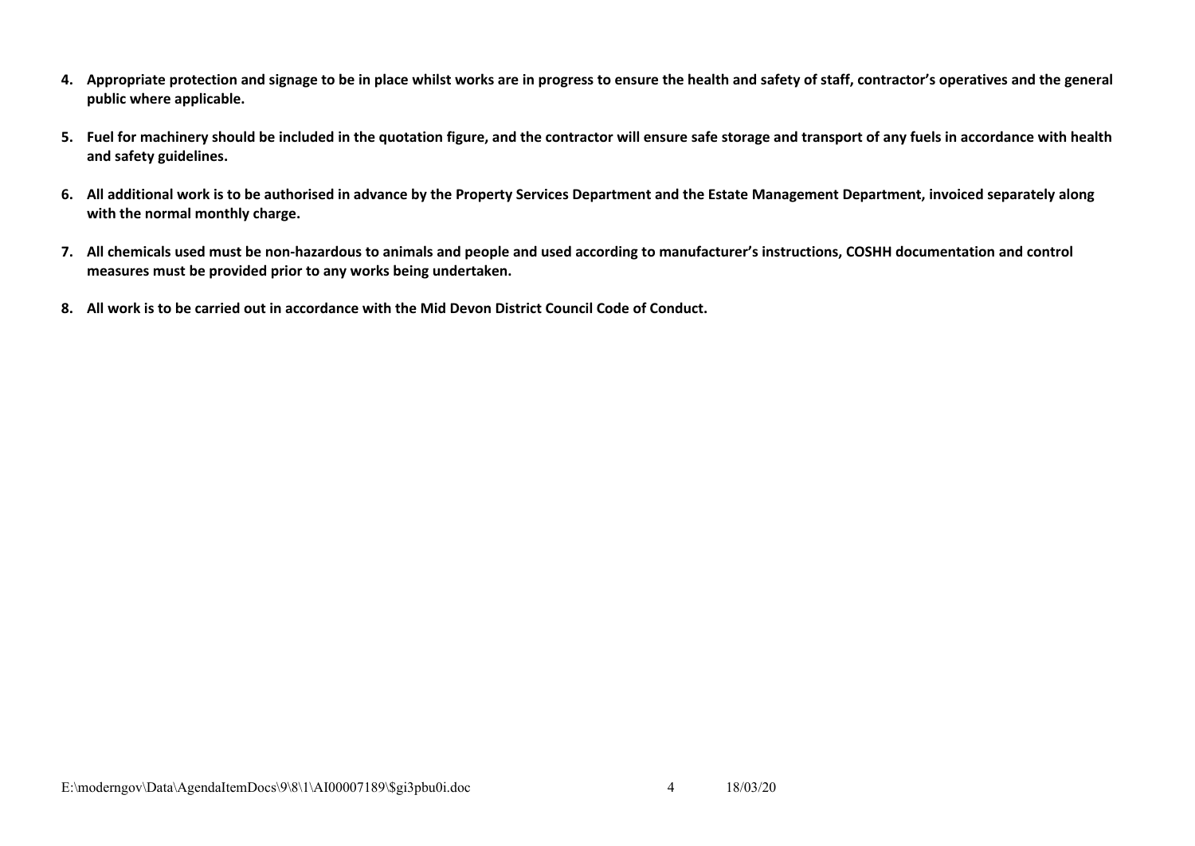4. **Appropriate protection and signage to be in place whilst works are in progress to ensure the health and safety of staff, contractor's operatives and the general public where applicable.**

5. **Fuel for machinery should be included in the quotation figure, and the contractor will ensure safe storage and transport of any fuels in accordance with health and safety guidelines.**

6. **All additional work is to be authorised in advance by the Property Services Department and the Estate Management Department, invoiced separately along with the normal monthly charge.**

7. **All chemicals used must be non-hazardous to animals and people and used according to manufacturer's instructions, COSHH documentation and control measures must be provided prior to any works being undertaken.**

8. **All work is to be carried out in accordance with the Mid Devon District Council Code of Conduct.**